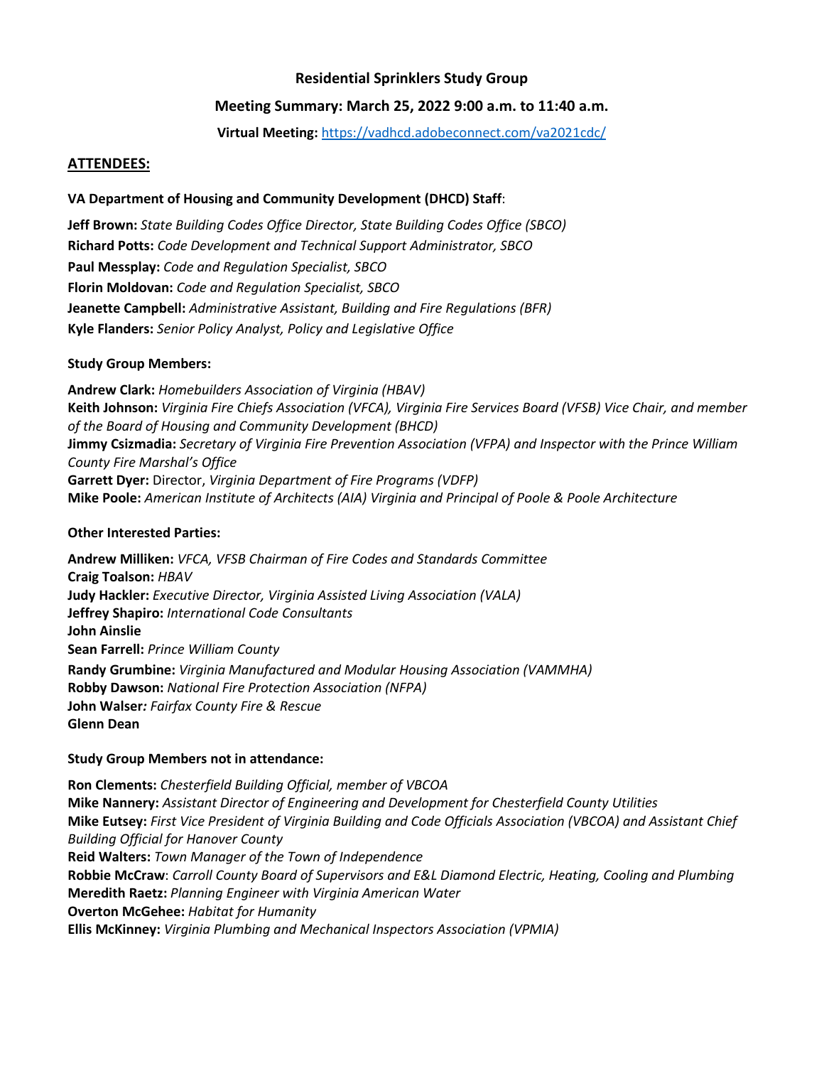# Residential Sprinklers Study Group

## Meeting Summary: March 25, 2022 9:00 a.m. to 11:40 a.m.

**Virtual Meeting:** https://vadhcd.adobeconnect.com/va2021cdc/

## ATTENDEES:

**VA Department of Housing and Community Development (DHCD) Staff**:

**Jeff Brown:** *State Building Codes Office Director, State Building Codes Office (SBCO)*
**Richard Potts:** *Code Development and Technical Support Administrator, SBCO*
**Paul Messplay:** *Code and Regulation Specialist, SBCO*
**Florin Moldovan:** *Code and Regulation Specialist, SBCO*
**Jeanette Campbell:** *Administrative Assistant, Building and Fire Regulations (BFR)*
**Kyle Flanders:** *Senior Policy Analyst, Policy and Legislative Office*

**Study Group Members:**

**Andrew Clark:** *Homebuilders Association of Virginia (HBAV)*
**Keith Johnson:** *Virginia Fire Chiefs Association (VFCA), Virginia Fire Services Board (VFSB) Vice Chair, and member of the Board of Housing and Community Development (BHCD)*
**Jimmy Csizmadia:** *Secretary of Virginia Fire Prevention Association (VFPA) and Inspector with the Prince William County Fire Marshal's Office*
**Garrett Dyer:** Director, *Virginia Department of Fire Programs (VDFP)*
**Mike Poole:** *American Institute of Architects (AIA) Virginia and Principal of Poole & Poole Architecture*

**Other Interested Parties:**

**Andrew Milliken:** *VFCA, VFSB Chairman of Fire Codes and Standards Committee*
**Craig Toalson:** *HBAV*
**Judy Hackler:** *Executive Director, Virginia Assisted Living Association (VALA)*
**Jeffrey Shapiro:** *International Code Consultants*
**John Ainslie**
**Sean Farrell:** *Prince William County*
**Randy Grumbine:** *Virginia Manufactured and Modular Housing Association (VAMMHA)*
**Robby Dawson:** *National Fire Protection Association (NFPA)*
**John Walser***: Fairfax County Fire & Rescue*
**Glenn Dean**

**Study Group Members not in attendance:**

**Ron Clements:** *Chesterfield Building Official, member of VBCOA*
**Mike Nannery:** *Assistant Director of Engineering and Development for Chesterfield County Utilities*
**Mike Eutsey:** *First Vice President of Virginia Building and Code Officials Association (VBCOA) and Assistant Chief Building Official for Hanover County*
**Reid Walters:** *Town Manager of the Town of Independence*
**Robbie McCraw**: *Carroll County Board of Supervisors and E&L Diamond Electric, Heating, Cooling and Plumbing*
**Meredith Raetz:** *Planning Engineer with Virginia American Water*
**Overton McGehee:** *Habitat for Humanity*
**Ellis McKinney:** *Virginia Plumbing and Mechanical Inspectors Association (VPMIA)*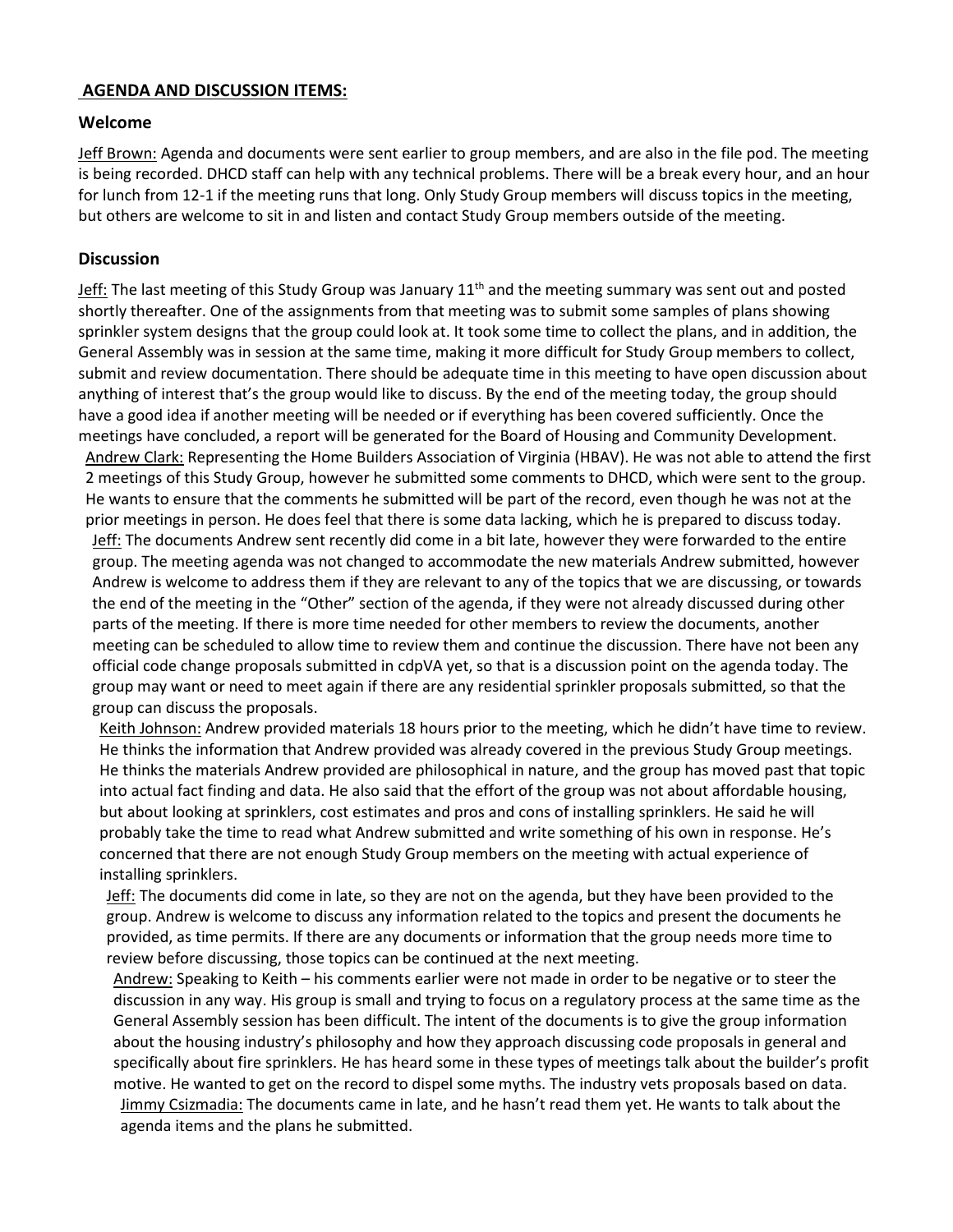## AGENDA AND DISCUSSION ITEMS:

### Welcome

Jeff Brown: Agenda and documents were sent earlier to group members, and are also in the file pod. The meeting is being recorded. DHCD staff can help with any technical problems. There will be a break every hour, and an hour for lunch from 12-1 if the meeting runs that long. Only Study Group members will discuss topics in the meeting, but others are welcome to sit in and listen and contact Study Group members outside of the meeting.

### Discussion

Jeff: The last meeting of this Study Group was January 11th and the meeting summary was sent out and posted shortly thereafter. One of the assignments from that meeting was to submit some samples of plans showing sprinkler system designs that the group could look at. It took some time to collect the plans, and in addition, the General Assembly was in session at the same time, making it more difficult for Study Group members to collect, submit and review documentation. There should be adequate time in this meeting to have open discussion about anything of interest that's the group would like to discuss. By the end of the meeting today, the group should have a good idea if another meeting will be needed or if everything has been covered sufficiently. Once the meetings have concluded, a report will be generated for the Board of Housing and Community Development.

Andrew Clark: Representing the Home Builders Association of Virginia (HBAV). He was not able to attend the first 2 meetings of this Study Group, however he submitted some comments to DHCD, which were sent to the group. He wants to ensure that the comments he submitted will be part of the record, even though he was not at the prior meetings in person. He does feel that there is some data lacking, which he is prepared to discuss today.

Jeff: The documents Andrew sent recently did come in a bit late, however they were forwarded to the entire group. The meeting agenda was not changed to accommodate the new materials Andrew submitted, however Andrew is welcome to address them if they are relevant to any of the topics that we are discussing, or towards the end of the meeting in the "Other" section of the agenda, if they were not already discussed during other parts of the meeting. If there is more time needed for other members to review the documents, another meeting can be scheduled to allow time to review them and continue the discussion. There have not been any official code change proposals submitted in cdpVA yet, so that is a discussion point on the agenda today. The group may want or need to meet again if there are any residential sprinkler proposals submitted, so that the group can discuss the proposals.

Keith Johnson: Andrew provided materials 18 hours prior to the meeting, which he didn't have time to review. He thinks the information that Andrew provided was already covered in the previous Study Group meetings. He thinks the materials Andrew provided are philosophical in nature, and the group has moved past that topic into actual fact finding and data. He also said that the effort of the group was not about affordable housing, but about looking at sprinklers, cost estimates and pros and cons of installing sprinklers. He said he will probably take the time to read what Andrew submitted and write something of his own in response. He's concerned that there are not enough Study Group members on the meeting with actual experience of installing sprinklers.

Jeff: The documents did come in late, so they are not on the agenda, but they have been provided to the group. Andrew is welcome to discuss any information related to the topics and present the documents he provided, as time permits. If there are any documents or information that the group needs more time to review before discussing, those topics can be continued at the next meeting.

Andrew: Speaking to Keith – his comments earlier were not made in order to be negative or to steer the discussion in any way. His group is small and trying to focus on a regulatory process at the same time as the General Assembly session has been difficult. The intent of the documents is to give the group information about the housing industry's philosophy and how they approach discussing code proposals in general and specifically about fire sprinklers. He has heard some in these types of meetings talk about the builder's profit motive. He wanted to get on the record to dispel some myths. The industry vets proposals based on data.

Jimmy Csizmadia: The documents came in late, and he hasn't read them yet. He wants to talk about the agenda items and the plans he submitted.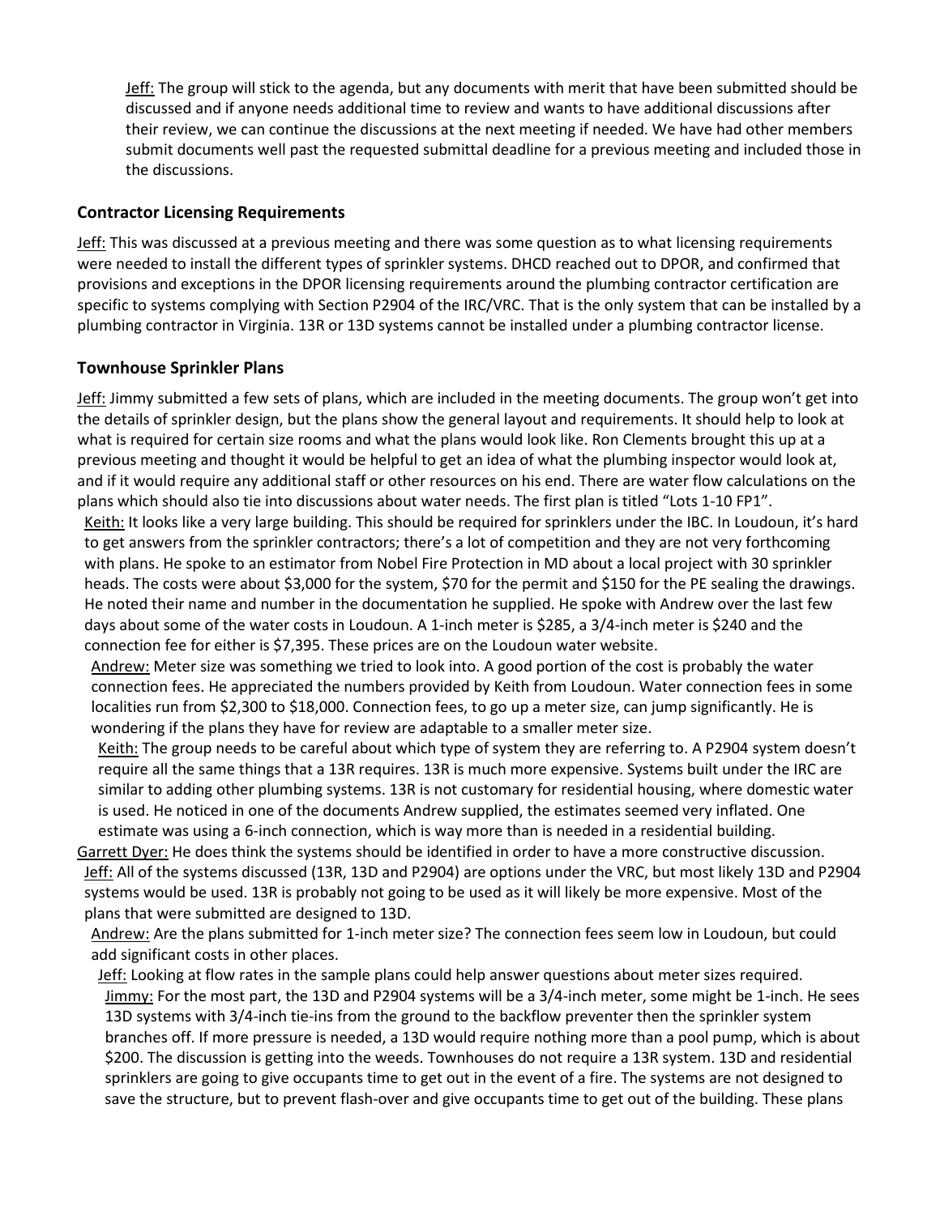Jeff: The group will stick to the agenda, but any documents with merit that have been submitted should be discussed and if anyone needs additional time to review and wants to have additional discussions after their review, we can continue the discussions at the next meeting if needed. We have had other members submit documents well past the requested submittal deadline for a previous meeting and included those in the discussions.

### Contractor Licensing Requirements

Jeff: This was discussed at a previous meeting and there was some question as to what licensing requirements were needed to install the different types of sprinkler systems. DHCD reached out to DPOR, and confirmed that provisions and exceptions in the DPOR licensing requirements around the plumbing contractor certification are specific to systems complying with Section P2904 of the IRC/VRC. That is the only system that can be installed by a plumbing contractor in Virginia. 13R or 13D systems cannot be installed under a plumbing contractor license.

### Townhouse Sprinkler Plans

Jeff: Jimmy submitted a few sets of plans, which are included in the meeting documents. The group won't get into the details of sprinkler design, but the plans show the general layout and requirements. It should help to look at what is required for certain size rooms and what the plans would look like. Ron Clements brought this up at a previous meeting and thought it would be helpful to get an idea of what the plumbing inspector would look at, and if it would require any additional staff or other resources on his end. There are water flow calculations on the plans which should also tie into discussions about water needs. The first plan is titled "Lots 1-10 FP1".

Keith: It looks like a very large building. This should be required for sprinklers under the IBC. In Loudoun, it's hard to get answers from the sprinkler contractors; there's a lot of competition and they are not very forthcoming with plans. He spoke to an estimator from Nobel Fire Protection in MD about a local project with 30 sprinkler heads. The costs were about $3,000 for the system, $70 for the permit and $150 for the PE sealing the drawings. He noted their name and number in the documentation he supplied. He spoke with Andrew over the last few days about some of the water costs in Loudoun. A 1-inch meter is $285, a 3/4-inch meter is $240 and the connection fee for either is $7,395. These prices are on the Loudoun water website.

Andrew: Meter size was something we tried to look into. A good portion of the cost is probably the water connection fees. He appreciated the numbers provided by Keith from Loudoun. Water connection fees in some localities run from $2,300 to $18,000. Connection fees, to go up a meter size, can jump significantly. He is wondering if the plans they have for review are adaptable to a smaller meter size.

Keith: The group needs to be careful about which type of system they are referring to. A P2904 system doesn't require all the same things that a 13R requires. 13R is much more expensive. Systems built under the IRC are similar to adding other plumbing systems. 13R is not customary for residential housing, where domestic water is used. He noticed in one of the documents Andrew supplied, the estimates seemed very inflated. One estimate was using a 6-inch connection, which is way more than is needed in a residential building.

Garrett Dyer: He does think the systems should be identified in order to have a more constructive discussion.

Jeff: All of the systems discussed (13R, 13D and P2904) are options under the VRC, but most likely 13D and P2904 systems would be used. 13R is probably not going to be used as it will likely be more expensive. Most of the plans that were submitted are designed to 13D.

Andrew: Are the plans submitted for 1-inch meter size? The connection fees seem low in Loudoun, but could add significant costs in other places.

Jeff: Looking at flow rates in the sample plans could help answer questions about meter sizes required.

Jimmy: For the most part, the 13D and P2904 systems will be a 3/4-inch meter, some might be 1-inch. He sees 13D systems with 3/4-inch tie-ins from the ground to the backflow preventer then the sprinkler system branches off. If more pressure is needed, a 13D would require nothing more than a pool pump, which is about $200. The discussion is getting into the weeds. Townhouses do not require a 13R system. 13D and residential sprinklers are going to give occupants time to get out in the event of a fire. The systems are not designed to save the structure, but to prevent flash-over and give occupants time to get out of the building. These plans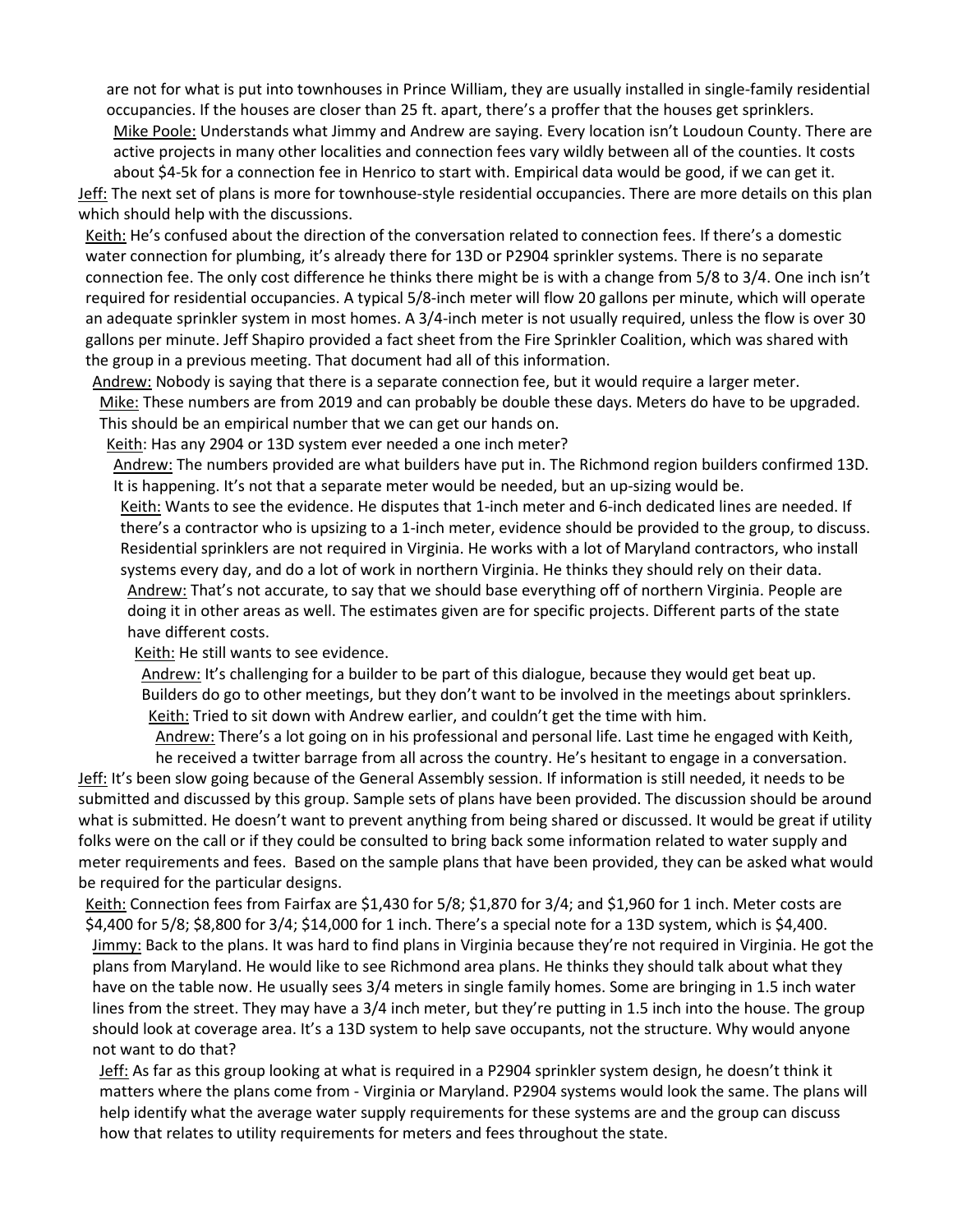are not for what is put into townhouses in Prince William, they are usually installed in single-family residential occupancies. If the houses are closer than 25 ft. apart, there's a proffer that the houses get sprinklers.

Mike Poole: Understands what Jimmy and Andrew are saying. Every location isn't Loudoun County. There are active projects in many other localities and connection fees vary wildly between all of the counties. It costs about $4-5k for a connection fee in Henrico to start with. Empirical data would be good, if we can get it.

Jeff: The next set of plans is more for townhouse-style residential occupancies. There are more details on this plan which should help with the discussions.

Keith: He's confused about the direction of the conversation related to connection fees. If there's a domestic water connection for plumbing, it's already there for 13D or P2904 sprinkler systems. There is no separate connection fee. The only cost difference he thinks there might be is with a change from 5/8 to 3/4. One inch isn't required for residential occupancies. A typical 5/8-inch meter will flow 20 gallons per minute, which will operate an adequate sprinkler system in most homes. A 3/4-inch meter is not usually required, unless the flow is over 30 gallons per minute. Jeff Shapiro provided a fact sheet from the Fire Sprinkler Coalition, which was shared with the group in a previous meeting. That document had all of this information.

Andrew: Nobody is saying that there is a separate connection fee, but it would require a larger meter.

Mike: These numbers are from 2019 and can probably be double these days. Meters do have to be upgraded. This should be an empirical number that we can get our hands on.

Keith: Has any 2904 or 13D system ever needed a one inch meter?

Andrew: The numbers provided are what builders have put in. The Richmond region builders confirmed 13D. It is happening. It's not that a separate meter would be needed, but an up-sizing would be.

Keith: Wants to see the evidence. He disputes that 1-inch meter and 6-inch dedicated lines are needed. If there's a contractor who is upsizing to a 1-inch meter, evidence should be provided to the group, to discuss. Residential sprinklers are not required in Virginia. He works with a lot of Maryland contractors, who install systems every day, and do a lot of work in northern Virginia. He thinks they should rely on their data.

Andrew: That's not accurate, to say that we should base everything off of northern Virginia. People are doing it in other areas as well. The estimates given are for specific projects. Different parts of the state have different costs.

Keith: He still wants to see evidence.

Andrew: It's challenging for a builder to be part of this dialogue, because they would get beat up. Builders do go to other meetings, but they don't want to be involved in the meetings about sprinklers.

Keith: Tried to sit down with Andrew earlier, and couldn't get the time with him.

Andrew: There's a lot going on in his professional and personal life. Last time he engaged with Keith, he received a twitter barrage from all across the country. He's hesitant to engage in a conversation.

Jeff: It's been slow going because of the General Assembly session. If information is still needed, it needs to be submitted and discussed by this group. Sample sets of plans have been provided. The discussion should be around what is submitted. He doesn't want to prevent anything from being shared or discussed. It would be great if utility folks were on the call or if they could be consulted to bring back some information related to water supply and meter requirements and fees. Based on the sample plans that have been provided, they can be asked what would be required for the particular designs.

Keith: Connection fees from Fairfax are $1,430 for 5/8; $1,870 for 3/4; and $1,960 for 1 inch. Meter costs are $4,400 for 5/8; $8,800 for 3/4; $14,000 for 1 inch. There's a special note for a 13D system, which is $4,400.

Jimmy: Back to the plans. It was hard to find plans in Virginia because they're not required in Virginia. He got the plans from Maryland. He would like to see Richmond area plans. He thinks they should talk about what they have on the table now. He usually sees 3/4 meters in single family homes. Some are bringing in 1.5 inch water lines from the street. They may have a 3/4 inch meter, but they're putting in 1.5 inch into the house. The group should look at coverage area. It's a 13D system to help save occupants, not the structure. Why would anyone not want to do that?

Jeff: As far as this group looking at what is required in a P2904 sprinkler system design, he doesn't think it matters where the plans come from - Virginia or Maryland. P2904 systems would look the same. The plans will help identify what the average water supply requirements for these systems are and the group can discuss how that relates to utility requirements for meters and fees throughout the state.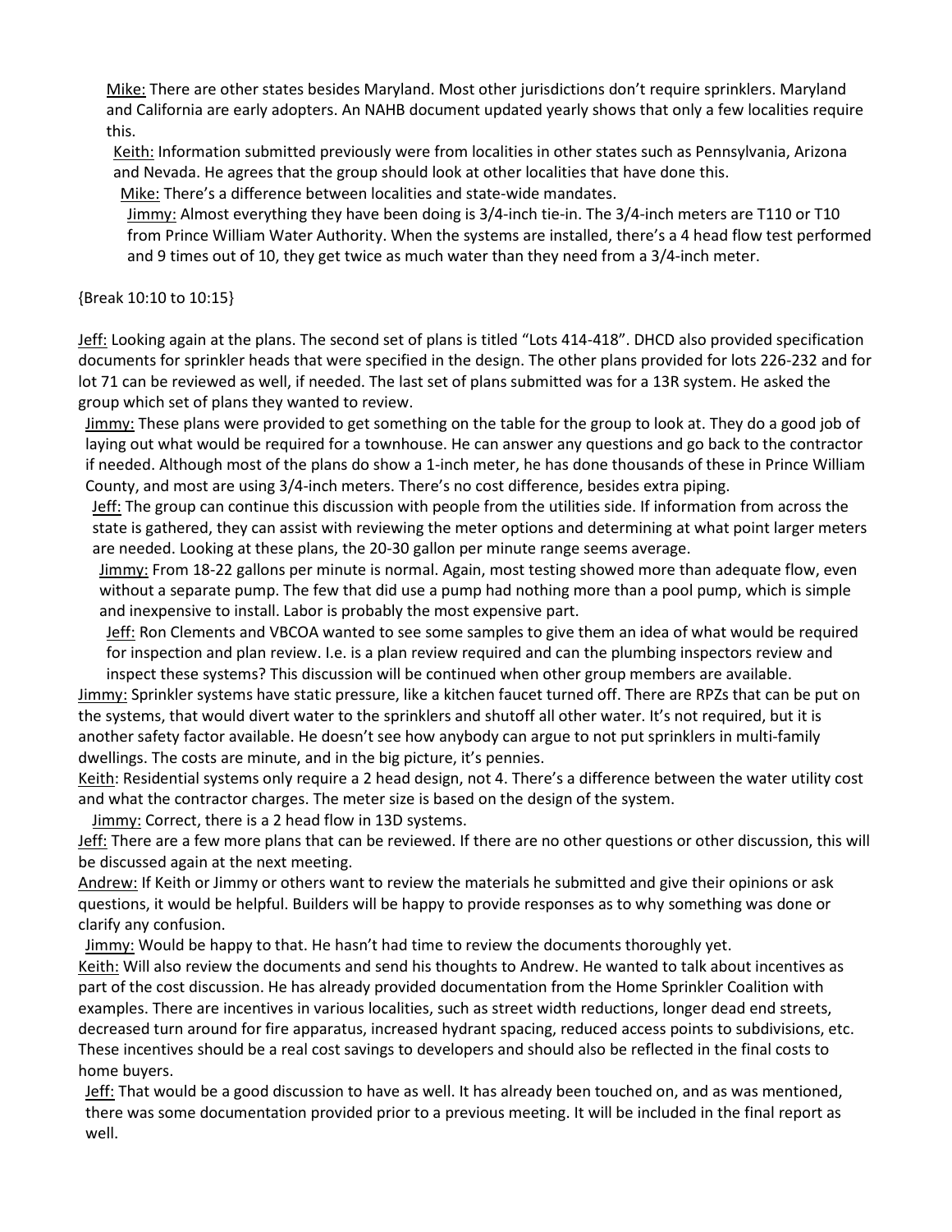Mike: There are other states besides Maryland. Most other jurisdictions don't require sprinklers. Maryland and California are early adopters. An NAHB document updated yearly shows that only a few localities require this.

Keith: Information submitted previously were from localities in other states such as Pennsylvania, Arizona and Nevada. He agrees that the group should look at other localities that have done this.

Mike: There's a difference between localities and state-wide mandates.

Jimmy: Almost everything they have been doing is 3/4-inch tie-in. The 3/4-inch meters are T110 or T10 from Prince William Water Authority. When the systems are installed, there's a 4 head flow test performed and 9 times out of 10, they get twice as much water than they need from a 3/4-inch meter.

{Break 10:10 to 10:15}

Jeff: Looking again at the plans. The second set of plans is titled "Lots 414-418". DHCD also provided specification documents for sprinkler heads that were specified in the design. The other plans provided for lots 226-232 and for lot 71 can be reviewed as well, if needed. The last set of plans submitted was for a 13R system. He asked the group which set of plans they wanted to review.

Jimmy: These plans were provided to get something on the table for the group to look at. They do a good job of laying out what would be required for a townhouse. He can answer any questions and go back to the contractor if needed. Although most of the plans do show a 1-inch meter, he has done thousands of these in Prince William County, and most are using 3/4-inch meters. There's no cost difference, besides extra piping.

Jeff: The group can continue this discussion with people from the utilities side. If information from across the state is gathered, they can assist with reviewing the meter options and determining at what point larger meters are needed. Looking at these plans, the 20-30 gallon per minute range seems average.

Jimmy: From 18-22 gallons per minute is normal. Again, most testing showed more than adequate flow, even without a separate pump. The few that did use a pump had nothing more than a pool pump, which is simple and inexpensive to install. Labor is probably the most expensive part.

Jeff: Ron Clements and VBCOA wanted to see some samples to give them an idea of what would be required for inspection and plan review. I.e. is a plan review required and can the plumbing inspectors review and inspect these systems? This discussion will be continued when other group members are available.

Jimmy: Sprinkler systems have static pressure, like a kitchen faucet turned off. There are RPZs that can be put on the systems, that would divert water to the sprinklers and shutoff all other water. It's not required, but it is another safety factor available. He doesn't see how anybody can argue to not put sprinklers in multi-family dwellings. The costs are minute, and in the big picture, it's pennies.

Keith: Residential systems only require a 2 head design, not 4. There's a difference between the water utility cost and what the contractor charges. The meter size is based on the design of the system.

Jimmy: Correct, there is a 2 head flow in 13D systems.

Jeff: There are a few more plans that can be reviewed. If there are no other questions or other discussion, this will be discussed again at the next meeting.

Andrew: If Keith or Jimmy or others want to review the materials he submitted and give their opinions or ask questions, it would be helpful. Builders will be happy to provide responses as to why something was done or clarify any confusion.

Jimmy: Would be happy to that. He hasn't had time to review the documents thoroughly yet.

Keith: Will also review the documents and send his thoughts to Andrew. He wanted to talk about incentives as part of the cost discussion. He has already provided documentation from the Home Sprinkler Coalition with examples. There are incentives in various localities, such as street width reductions, longer dead end streets, decreased turn around for fire apparatus, increased hydrant spacing, reduced access points to subdivisions, etc. These incentives should be a real cost savings to developers and should also be reflected in the final costs to home buyers.

Jeff: That would be a good discussion to have as well. It has already been touched on, and as was mentioned, there was some documentation provided prior to a previous meeting. It will be included in the final report as well.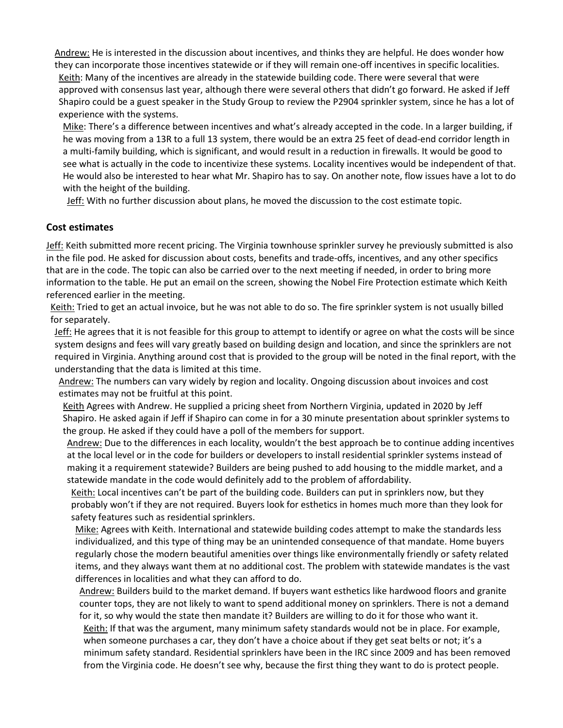Andrew: He is interested in the discussion about incentives, and thinks they are helpful. He does wonder how they can incorporate those incentives statewide or if they will remain one-off incentives in specific localities.

Keith: Many of the incentives are already in the statewide building code. There were several that were approved with consensus last year, although there were several others that didn't go forward. He asked if Jeff Shapiro could be a guest speaker in the Study Group to review the P2904 sprinkler system, since he has a lot of experience with the systems.

Mike: There's a difference between incentives and what's already accepted in the code. In a larger building, if he was moving from a 13R to a full 13 system, there would be an extra 25 feet of dead-end corridor length in a multi-family building, which is significant, and would result in a reduction in firewalls. It would be good to see what is actually in the code to incentivize these systems. Locality incentives would be independent of that. He would also be interested to hear what Mr. Shapiro has to say. On another note, flow issues have a lot to do with the height of the building.

Jeff: With no further discussion about plans, he moved the discussion to the cost estimate topic.

## Cost estimates

Jeff: Keith submitted more recent pricing. The Virginia townhouse sprinkler survey he previously submitted is also in the file pod. He asked for discussion about costs, benefits and trade-offs, incentives, and any other specifics that are in the code. The topic can also be carried over to the next meeting if needed, in order to bring more information to the table. He put an email on the screen, showing the Nobel Fire Protection estimate which Keith referenced earlier in the meeting.

Keith: Tried to get an actual invoice, but he was not able to do so. The fire sprinkler system is not usually billed for separately.

Jeff: He agrees that it is not feasible for this group to attempt to identify or agree on what the costs will be since system designs and fees will vary greatly based on building design and location, and since the sprinklers are not required in Virginia. Anything around cost that is provided to the group will be noted in the final report, with the understanding that the data is limited at this time.

Andrew: The numbers can vary widely by region and locality. Ongoing discussion about invoices and cost estimates may not be fruitful at this point.

Keith Agrees with Andrew. He supplied a pricing sheet from Northern Virginia, updated in 2020 by Jeff Shapiro. He asked again if Jeff if Shapiro can come in for a 30 minute presentation about sprinkler systems to the group. He asked if they could have a poll of the members for support.

Andrew: Due to the differences in each locality, wouldn't the best approach be to continue adding incentives at the local level or in the code for builders or developers to install residential sprinkler systems instead of making it a requirement statewide? Builders are being pushed to add housing to the middle market, and a statewide mandate in the code would definitely add to the problem of affordability.

Keith: Local incentives can't be part of the building code. Builders can put in sprinklers now, but they probably won't if they are not required. Buyers look for esthetics in homes much more than they look for safety features such as residential sprinklers.

Mike: Agrees with Keith. International and statewide building codes attempt to make the standards less individualized, and this type of thing may be an unintended consequence of that mandate. Home buyers regularly chose the modern beautiful amenities over things like environmentally friendly or safety related items, and they always want them at no additional cost. The problem with statewide mandates is the vast differences in localities and what they can afford to do.

Andrew: Builders build to the market demand. If buyers want esthetics like hardwood floors and granite counter tops, they are not likely to want to spend additional money on sprinklers. There is not a demand for it, so why would the state then mandate it? Builders are willing to do it for those who want it.

Keith: If that was the argument, many minimum safety standards would not be in place. For example, when someone purchases a car, they don't have a choice about if they get seat belts or not; it's a minimum safety standard. Residential sprinklers have been in the IRC since 2009 and has been removed from the Virginia code. He doesn't see why, because the first thing they want to do is protect people.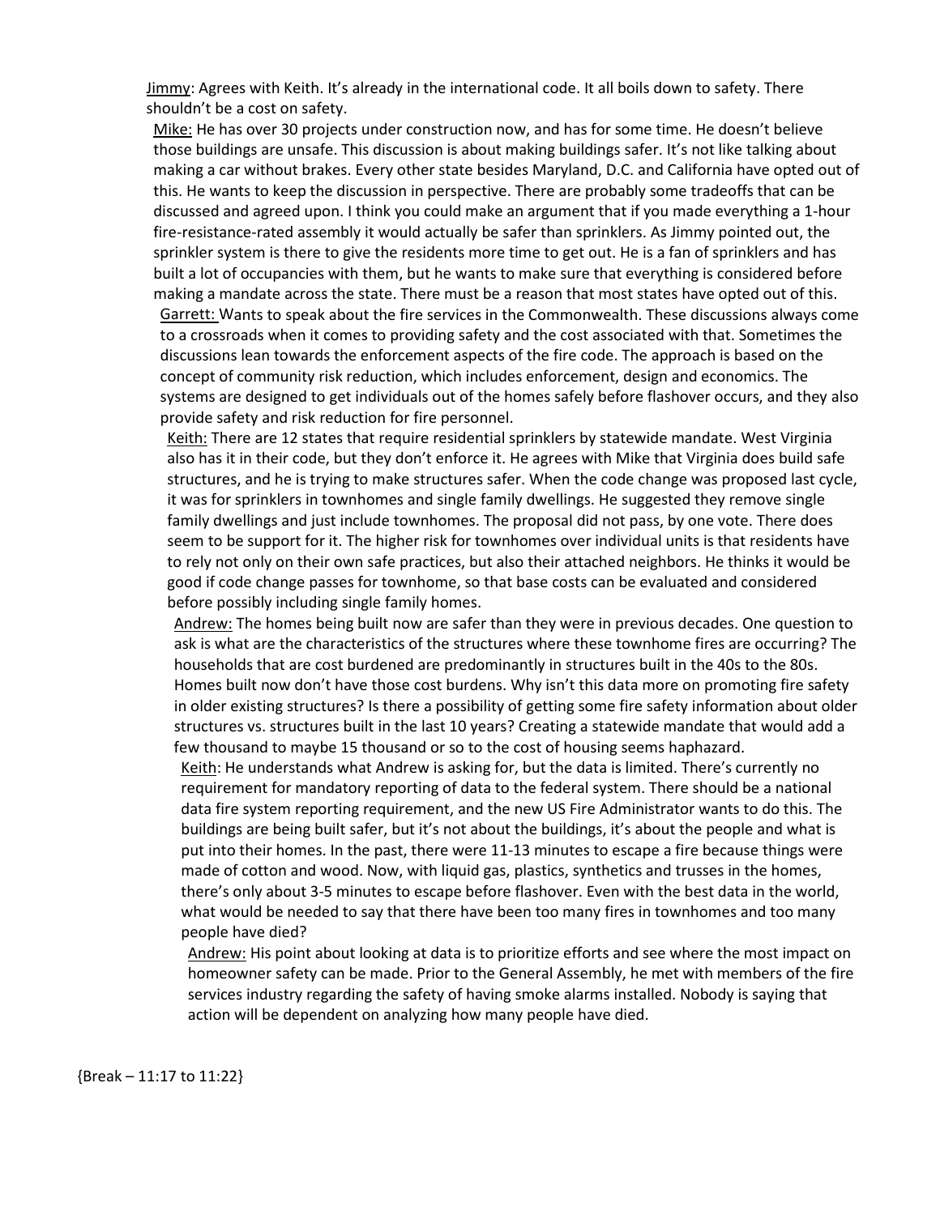Jimmy: Agrees with Keith. It's already in the international code. It all boils down to safety. There shouldn't be a cost on safety.

Mike: He has over 30 projects under construction now, and has for some time. He doesn't believe those buildings are unsafe. This discussion is about making buildings safer. It's not like talking about making a car without brakes. Every other state besides Maryland, D.C. and California have opted out of this. He wants to keep the discussion in perspective. There are probably some tradeoffs that can be discussed and agreed upon. I think you could make an argument that if you made everything a 1-hour fire-resistance-rated assembly it would actually be safer than sprinklers. As Jimmy pointed out, the sprinkler system is there to give the residents more time to get out. He is a fan of sprinklers and has built a lot of occupancies with them, but he wants to make sure that everything is considered before making a mandate across the state. There must be a reason that most states have opted out of this.

Garrett: Wants to speak about the fire services in the Commonwealth. These discussions always come to a crossroads when it comes to providing safety and the cost associated with that. Sometimes the discussions lean towards the enforcement aspects of the fire code. The approach is based on the concept of community risk reduction, which includes enforcement, design and economics. The systems are designed to get individuals out of the homes safely before flashover occurs, and they also provide safety and risk reduction for fire personnel.

Keith: There are 12 states that require residential sprinklers by statewide mandate. West Virginia also has it in their code, but they don't enforce it. He agrees with Mike that Virginia does build safe structures, and he is trying to make structures safer. When the code change was proposed last cycle, it was for sprinklers in townhomes and single family dwellings. He suggested they remove single family dwellings and just include townhomes. The proposal did not pass, by one vote. There does seem to be support for it. The higher risk for townhomes over individual units is that residents have to rely not only on their own safe practices, but also their attached neighbors. He thinks it would be good if code change passes for townhome, so that base costs can be evaluated and considered before possibly including single family homes.

Andrew: The homes being built now are safer than they were in previous decades. One question to ask is what are the characteristics of the structures where these townhome fires are occurring? The households that are cost burdened are predominantly in structures built in the 40s to the 80s. Homes built now don't have those cost burdens. Why isn't this data more on promoting fire safety in older existing structures? Is there a possibility of getting some fire safety information about older structures vs. structures built in the last 10 years? Creating a statewide mandate that would add a few thousand to maybe 15 thousand or so to the cost of housing seems haphazard.

Keith: He understands what Andrew is asking for, but the data is limited. There's currently no requirement for mandatory reporting of data to the federal system. There should be a national data fire system reporting requirement, and the new US Fire Administrator wants to do this. The buildings are being built safer, but it's not about the buildings, it's about the people and what is put into their homes. In the past, there were 11-13 minutes to escape a fire because things were made of cotton and wood. Now, with liquid gas, plastics, synthetics and trusses in the homes, there's only about 3-5 minutes to escape before flashover. Even with the best data in the world, what would be needed to say that there have been too many fires in townhomes and too many people have died?

Andrew: His point about looking at data is to prioritize efforts and see where the most impact on homeowner safety can be made. Prior to the General Assembly, he met with members of the fire services industry regarding the safety of having smoke alarms installed. Nobody is saying that action will be dependent on analyzing how many people have died.

{Break – 11:17 to 11:22}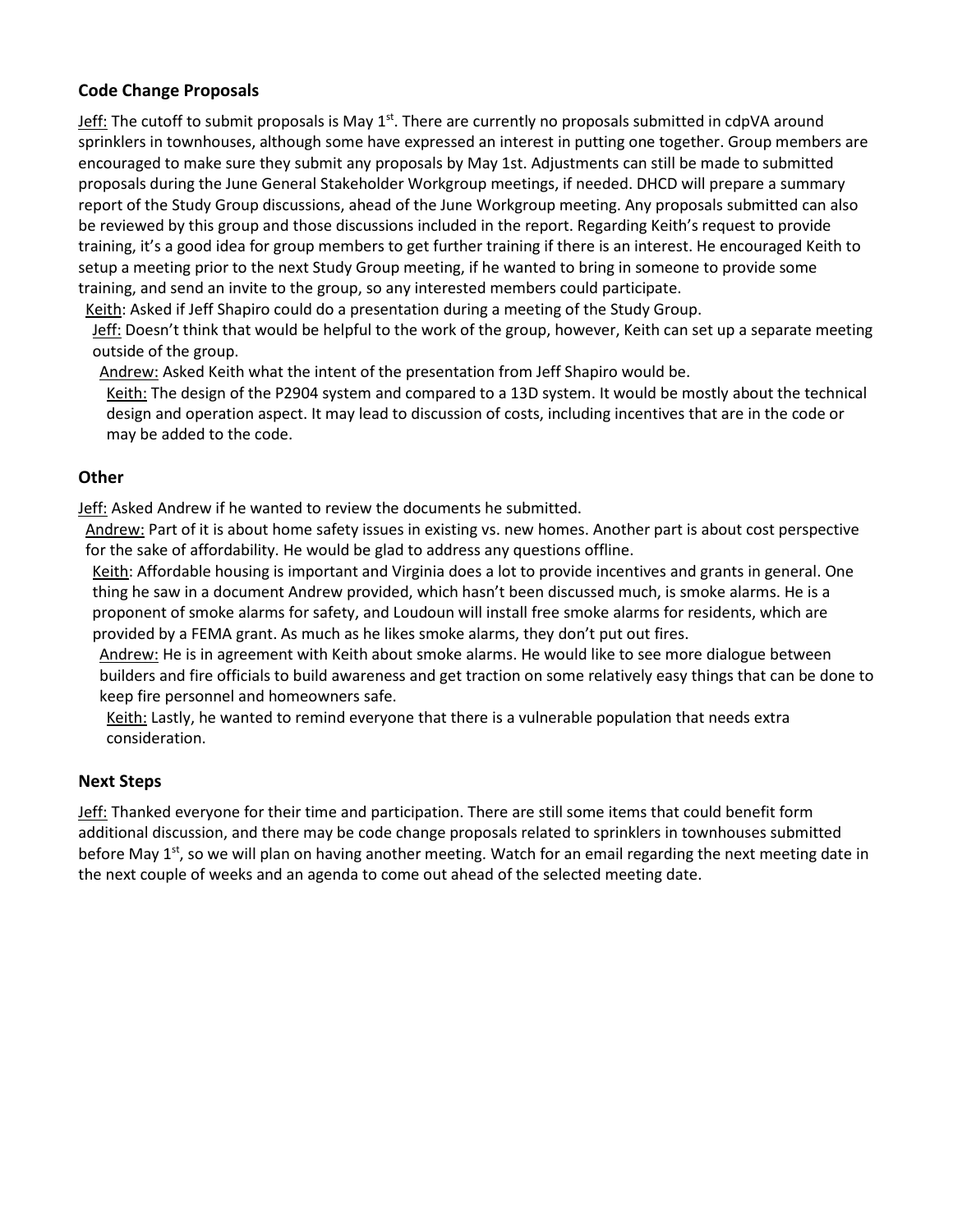### Code Change Proposals

Jeff: The cutoff to submit proposals is May 1st. There are currently no proposals submitted in cdpVA around sprinklers in townhouses, although some have expressed an interest in putting one together. Group members are encouraged to make sure they submit any proposals by May 1st. Adjustments can still be made to submitted proposals during the June General Stakeholder Workgroup meetings, if needed. DHCD will prepare a summary report of the Study Group discussions, ahead of the June Workgroup meeting. Any proposals submitted can also be reviewed by this group and those discussions included in the report. Regarding Keith's request to provide training, it's a good idea for group members to get further training if there is an interest. He encouraged Keith to setup a meeting prior to the next Study Group meeting, if he wanted to bring in someone to provide some training, and send an invite to the group, so any interested members could participate.

Keith: Asked if Jeff Shapiro could do a presentation during a meeting of the Study Group.

Jeff: Doesn't think that would be helpful to the work of the group, however, Keith can set up a separate meeting outside of the group.

Andrew: Asked Keith what the intent of the presentation from Jeff Shapiro would be.

Keith: The design of the P2904 system and compared to a 13D system. It would be mostly about the technical design and operation aspect. It may lead to discussion of costs, including incentives that are in the code or may be added to the code.

### Other

Jeff: Asked Andrew if he wanted to review the documents he submitted.

Andrew: Part of it is about home safety issues in existing vs. new homes. Another part is about cost perspective for the sake of affordability. He would be glad to address any questions offline.

Keith: Affordable housing is important and Virginia does a lot to provide incentives and grants in general. One thing he saw in a document Andrew provided, which hasn't been discussed much, is smoke alarms. He is a proponent of smoke alarms for safety, and Loudoun will install free smoke alarms for residents, which are provided by a FEMA grant. As much as he likes smoke alarms, they don't put out fires.

Andrew: He is in agreement with Keith about smoke alarms. He would like to see more dialogue between builders and fire officials to build awareness and get traction on some relatively easy things that can be done to keep fire personnel and homeowners safe.

Keith: Lastly, he wanted to remind everyone that there is a vulnerable population that needs extra consideration.

### Next Steps

Jeff: Thanked everyone for their time and participation. There are still some items that could benefit form additional discussion, and there may be code change proposals related to sprinklers in townhouses submitted before May 1st, so we will plan on having another meeting. Watch for an email regarding the next meeting date in the next couple of weeks and an agenda to come out ahead of the selected meeting date.